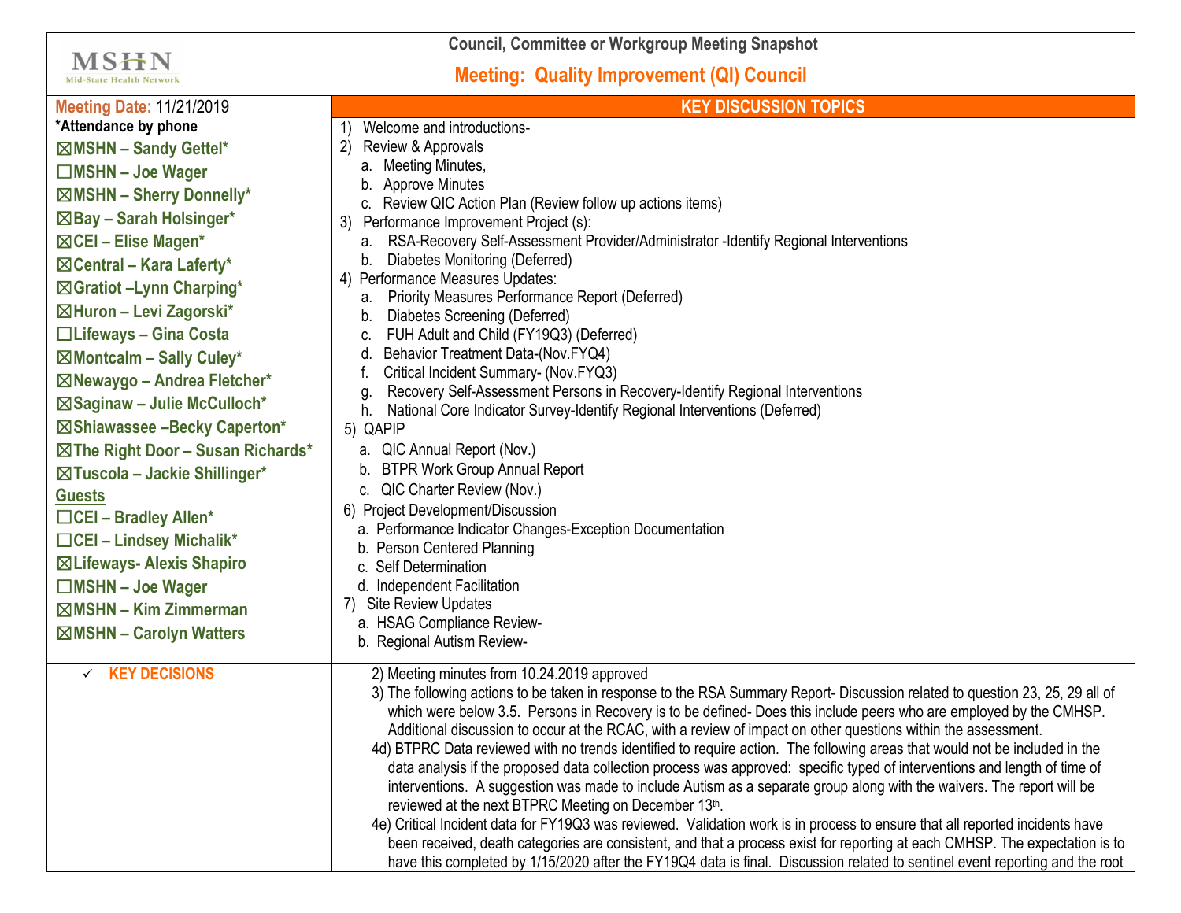MSHN Mid-State Health Network

**Council, Committee or Workgroup Meeting Snapshot**

## Meeting: Quality Improvement (QI) Council

| **Meeting Date:** 11/21/2019 | **KEY DISCUSSION TOPICS** |
|---|---|
| **\*Attendance by phone**<br>☒**MSHN – Sandy Gettel\***<br>☐**MSHN – Joe Wager**<br>☒**MSHN – Sherry Donnelly\***<br>☒**Bay – Sarah Holsinger\***<br>☒**CEI – Elise Magen\***<br>☒**Central – Kara Laferty\***<br>☒**Gratiot –Lynn Charping\***<br>☒**Huron – Levi Zagorski\***<br>☐**Lifeways – Gina Costa**<br>☒**Montcalm – Sally Culey\***<br>☒**Newaygo – Andrea Fletcher\***<br>☒**Saginaw – Julie McCulloch\***<br>☒**Shiawassee –Becky Caperton\***<br>☒**The Right Door – Susan Richards\***<br>☒**Tuscola – Jackie Shillinger\***<br>**Guests**<br>☐**CEI – Bradley Allen\***<br>☐**CEI – Lindsey Michalik\***<br>☒**Lifeways- Alexis Shapiro**<br>☐**MSHN – Joe Wager**<br>☒**MSHN – Kim Zimmerman**<br>☒**MSHN – Carolyn Watters** | 1) Welcome and introductions-<br>2) Review & Approvals<br>a. Meeting Minutes,<br>b. Approve Minutes<br>c. Review QIC Action Plan (Review follow up actions items)<br>3) Performance Improvement Project (s):<br>a. RSA-Recovery Self-Assessment Provider/Administrator -Identify Regional Interventions<br>b. Diabetes Monitoring (Deferred)<br>4) Performance Measures Updates:<br>a. Priority Measures Performance Report (Deferred)<br>b. Diabetes Screening (Deferred)<br>c. FUH Adult and Child (FY19Q3) (Deferred)<br>d. Behavior Treatment Data-(Nov.FYQ4)<br>f. Critical Incident Summary- (Nov.FYQ3)<br>g. Recovery Self-Assessment Persons in Recovery-Identify Regional Interventions<br>h. National Core Indicator Survey-Identify Regional Interventions (Deferred)<br>5) QAPIP<br>a. QIC Annual Report (Nov.)<br>b. BTPR Work Group Annual Report<br>c. QIC Charter Review (Nov.)<br>6) Project Development/Discussion<br>a. Performance Indicator Changes-Exception Documentation<br>b. Person Centered Planning<br>c. Self Determination<br>d. Independent Facilitation<br>7) Site Review Updates<br>a. HSAG Compliance Review-<br>b. Regional Autism Review- |
| ✓ **KEY DECISIONS** | 2) Meeting minutes from 10.24.2019 approved<br>3) The following actions to be taken in response to the RSA Summary Report- Discussion related to question 23, 25, 29 all of which were below 3.5. Persons in Recovery is to be defined- Does this include peers who are employed by the CMHSP. Additional discussion to occur at the RCAC, with a review of impact on other questions within the assessment.<br>4d) BTPRC Data reviewed with no trends identified to require action. The following areas that would not be included in the data analysis if the proposed data collection process was approved: specific typed of interventions and length of time of interventions. A suggestion was made to include Autism as a separate group along with the waivers. The report will be reviewed at the next BTPRC Meeting on December 13th.<br>4e) Critical Incident data for FY19Q3 was reviewed. Validation work is in process to ensure that all reported incidents have been received, death categories are consistent, and that a process exist for reporting at each CMHSP. The expectation is to have this completed by 1/15/2020 after the FY19Q4 data is final. Discussion related to sentinel event reporting and the root |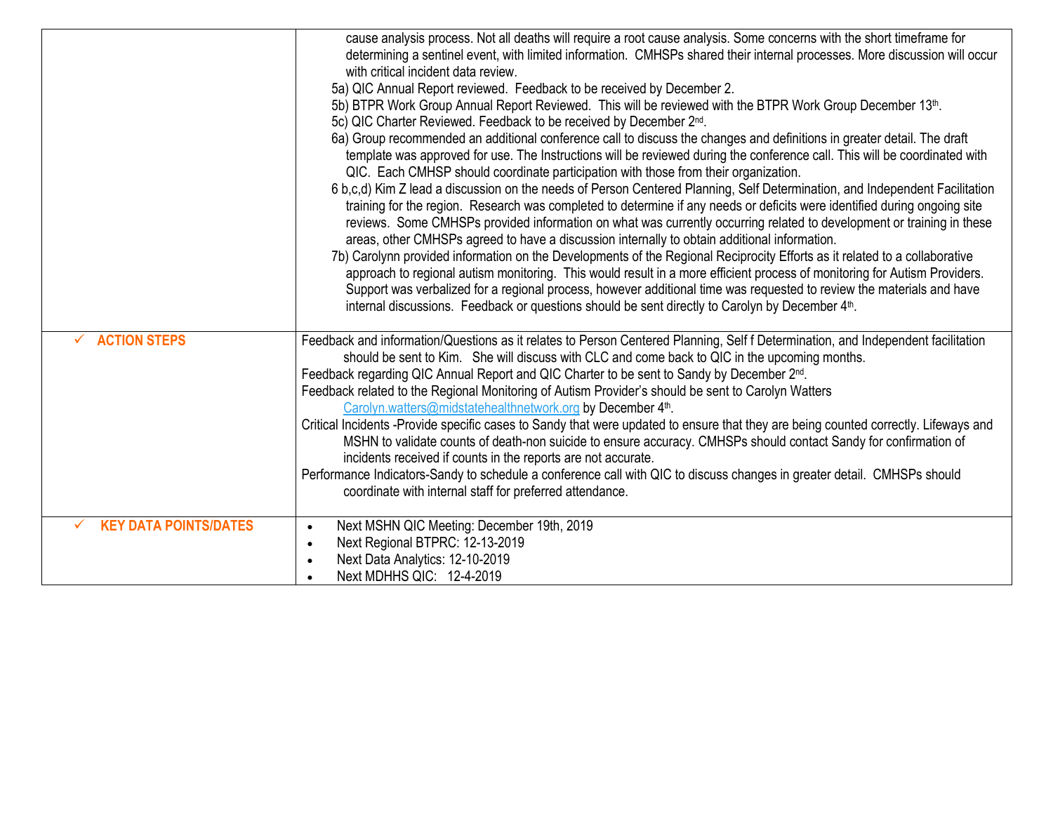| | |
|---|---|
| | cause analysis process. Not all deaths will require a root cause analysis. Some concerns with the short timeframe for determining a sentinel event, with limited information. CMHSPs shared their internal processes. More discussion will occur with critical incident data review.<br>5a) QIC Annual Report reviewed. Feedback to be received by December 2.<br>5b) BTPR Work Group Annual Report Reviewed. This will be reviewed with the BTPR Work Group December 13th.<br>5c) QIC Charter Reviewed. Feedback to be received by December 2nd.<br>6a) Group recommended an additional conference call to discuss the changes and definitions in greater detail. The draft template was approved for use. The Instructions will be reviewed during the conference call. This will be coordinated with QIC. Each CMHSP should coordinate participation with those from their organization.<br>6 b,c,d) Kim Z lead a discussion on the needs of Person Centered Planning, Self Determination, and Independent Facilitation training for the region. Research was completed to determine if any needs or deficits were identified during ongoing site reviews. Some CMHSPs provided information on what was currently occurring related to development or training in these areas, other CMHSPs agreed to have a discussion internally to obtain additional information.<br>7b) Carolynn provided information on the Developments of the Regional Reciprocity Efforts as it related to a collaborative approach to regional autism monitoring. This would result in a more efficient process of monitoring for Autism Providers. Support was verbalized for a regional process, however additional time was requested to review the materials and have internal discussions. Feedback or questions should be sent directly to Carolyn by December 4th. |
| ✓ **ACTION STEPS** | Feedback and information/Questions as it relates to Person Centered Planning, Self f Determination, and Independent facilitation should be sent to Kim. She will discuss with CLC and come back to QIC in the upcoming months.<br>Feedback regarding QIC Annual Report and QIC Charter to be sent to Sandy by December 2nd.<br>Feedback related to the Regional Monitoring of Autism Provider's should be sent to Carolyn Watters Carolyn.watters@midstatehealthnetwork.org by December 4th.<br>Critical Incidents -Provide specific cases to Sandy that were updated to ensure that they are being counted correctly. Lifeways and MSHN to validate counts of death-non suicide to ensure accuracy. CMHSPs should contact Sandy for confirmation of incidents received if counts in the reports are not accurate.<br>Performance Indicators-Sandy to schedule a conference call with QIC to discuss changes in greater detail. CMHSPs should coordinate with internal staff for preferred attendance. |
| ✓ **KEY DATA POINTS/DATES** | • Next MSHN QIC Meeting: December 19th, 2019<br>• Next Regional BTPRC: 12-13-2019<br>• Next Data Analytics: 12-10-2019<br>• Next MDHHS QIC: 12-4-2019 |